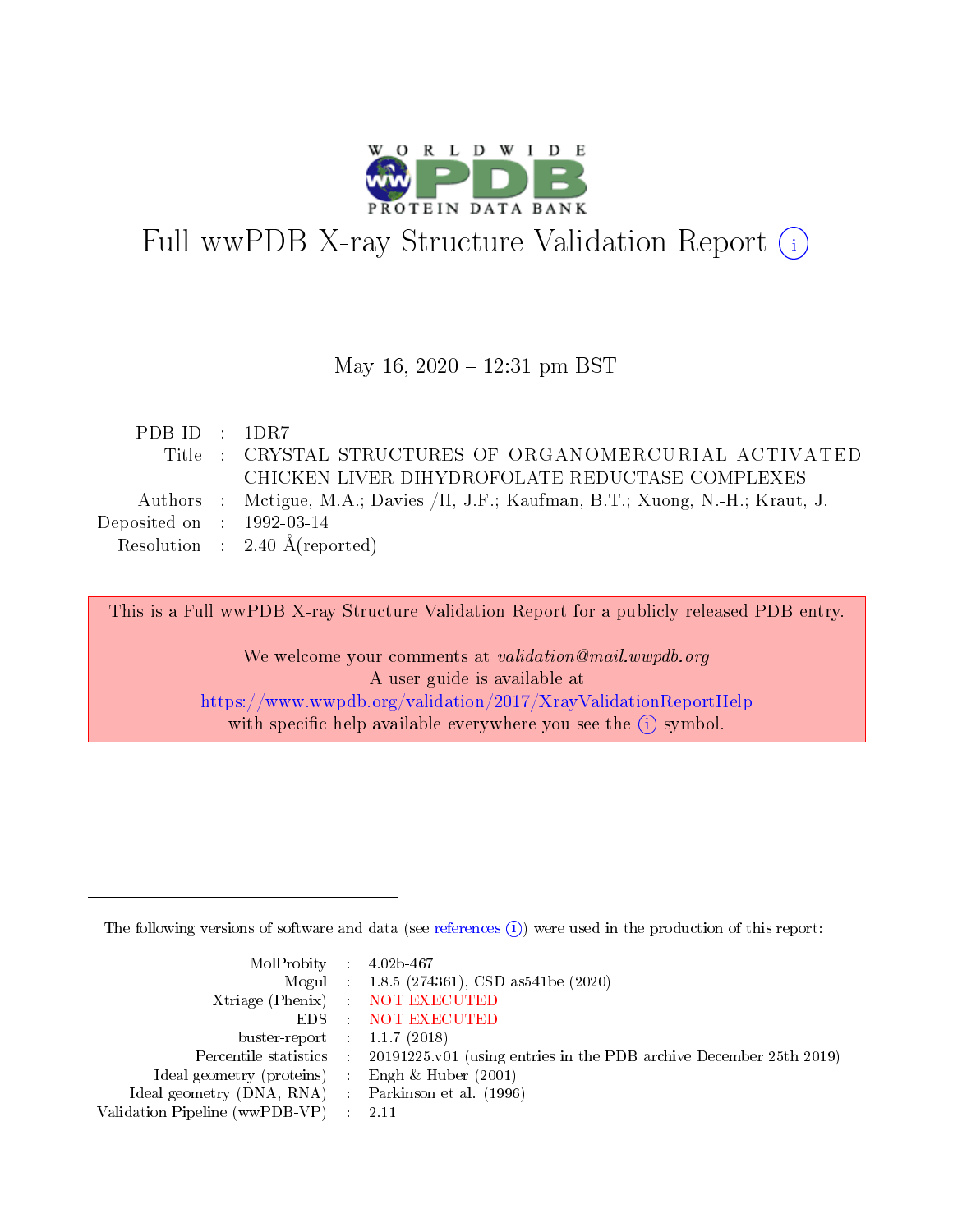# Full wwPDB X-ray Structure Validation Report (i)

May 16, 2020 – 12:31 pm BST

| | | |
|---|---|---|
| PDB ID | : | 1DR7 |
| Title | : | CRYSTAL STRUCTURES OF ORGANOMERCURIAL-ACTIVATED CHICKEN LIVER DIHYDROFOLATE REDUCTASE COMPLEXES |
| Authors | : | Mctigue, M.A.; Davies /II, J.F.; Kaufman, B.T.; Xuong, N.-H.; Kraut, J. |
| Deposited on | : | 1992-03-14 |
| Resolution | : | 2.40 Å(reported) |

This is a Full wwPDB X-ray Structure Validation Report for a publicly released PDB entry.

We welcome your comments at *validation@mail.wwpdb.org*
A user guide is available at
https://www.wwpdb.org/validation/2017/XrayValidationReportHelp
with specific help available everywhere you see the (i) symbol.

The following versions of software and data (see references (i)) were used in the production of this report:

| | | |
|---|---|---|
| MolProbity | : | 4.02b-467 |
| Mogul | : | 1.8.5 (274361), CSD as541be (2020) |
| Xtriage (Phenix) | : | NOT EXECUTED |
| EDS | : | NOT EXECUTED |
| buster-report | : | 1.1.7 (2018) |
| Percentile statistics | : | 20191225.v01 (using entries in the PDB archive December 25th 2019) |
| Ideal geometry (proteins) | : | Engh & Huber (2001) |
| Ideal geometry (DNA, RNA) | : | Parkinson et al. (1996) |
| Validation Pipeline (wwPDB-VP) | : | 2.11 |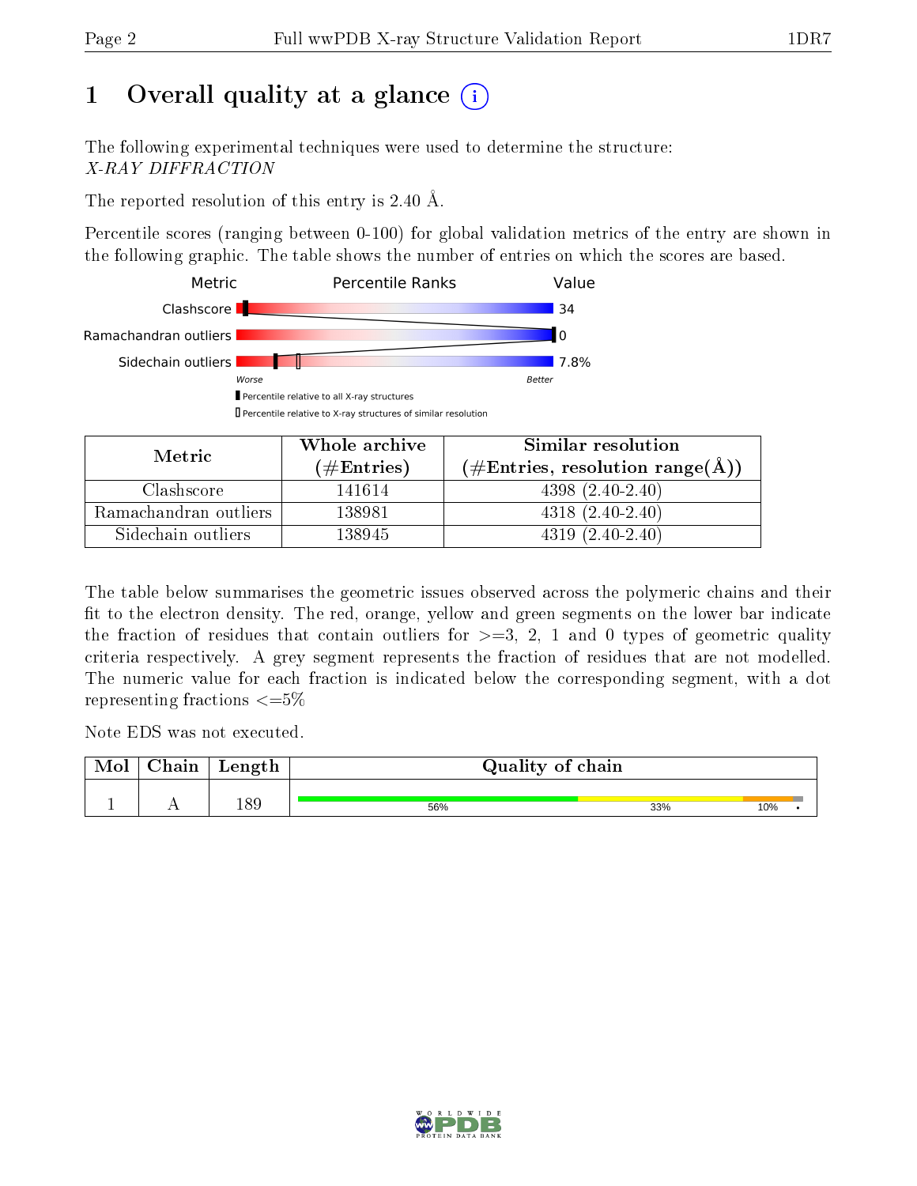# 1 Overall quality at a glance

The following experimental techniques were used to determine the structure:
*X-RAY DIFFRACTION*

The reported resolution of this entry is 2.40 Å.

Percentile scores (ranging between 0-100) for global validation metrics of the entry are shown in the following graphic. The table shows the number of entries on which the scores are based.

| Metric | Value |
|---|---|
| Clashscore | 34 |
| Ramachandran outliers | 0 |
| Sidechain outliers | 7.8% |

Worse — Better

▮ Percentile relative to all X-ray structures
▯ Percentile relative to X-ray structures of similar resolution

| Metric | Whole archive (#Entries) | Similar resolution (#Entries, resolution range(Å)) |
|---|---|---|
| Clashscore | 141614 | 4398 (2.40-2.40) |
| Ramachandran outliers | 138981 | 4318 (2.40-2.40) |
| Sidechain outliers | 138945 | 4319 (2.40-2.40) |

The table below summarises the geometric issues observed across the polymeric chains and their fit to the electron density. The red, orange, yellow and green segments on the lower bar indicate the fraction of residues that contain outliers for >=3, 2, 1 and 0 types of geometric quality criteria respectively. A grey segment represents the fraction of residues that are not modelled. The numeric value for each fraction is indicated below the corresponding segment, with a dot representing fractions <=5%

Note EDS was not executed.

| Mol | Chain | Length | Quality of chain |
|---|---|---|---|
| 1 | A | 189 | 56% 33% 10% • |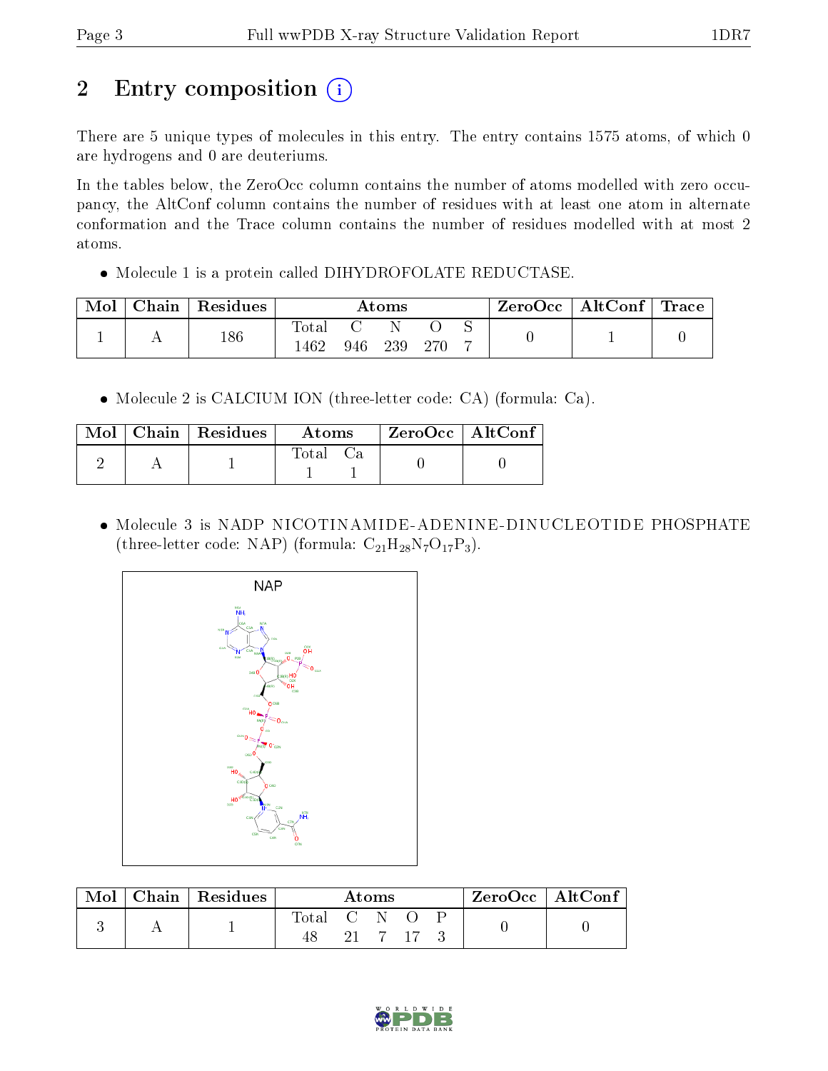## 2 Entry composition (i)

There are 5 unique types of molecules in this entry. The entry contains 1575 atoms, of which 0 are hydrogens and 0 are deuteriums.

In the tables below, the ZeroOcc column contains the number of atoms modelled with zero occupancy, the AltConf column contains the number of residues with at least one atom in alternate conformation and the Trace column contains the number of residues modelled with at most 2 atoms.

- Molecule 1 is a protein called DIHYDROFOLATE REDUCTASE.

| Mol | Chain | Residues | Atoms | | | | | ZeroOcc | AltConf | Trace |
|---|---|---|---|---|---|---|---|---|---|---|
| 1 | A | 186 | Total<br>1462 | C<br>946 | N<br>239 | O<br>270 | S<br>7 | 0 | 1 | 0 |

- Molecule 2 is CALCIUM ION (three-letter code: CA) (formula: Ca).

| Mol | Chain | Residues | Atoms | | ZeroOcc | AltConf |
|---|---|---|---|---|---|---|
| 2 | A | 1 | Total<br>1 | Ca<br>1 | 0 | 0 |

- Molecule 3 is NADP NICOTINAMIDE-ADENINE-DINUCLEOTIDE PHOSPHATE (three-letter code: NAP) (formula: $C_{21}H_{28}N_7O_{17}P_3$).

| Mol | Chain | Residues | Atoms | | | | | ZeroOcc | AltConf |
|---|---|---|---|---|---|---|---|---|---|
| 3 | A | 1 | Total<br>48 | C<br>21 | N<br>7 | O<br>17 | P<br>3 | 0 | 0 |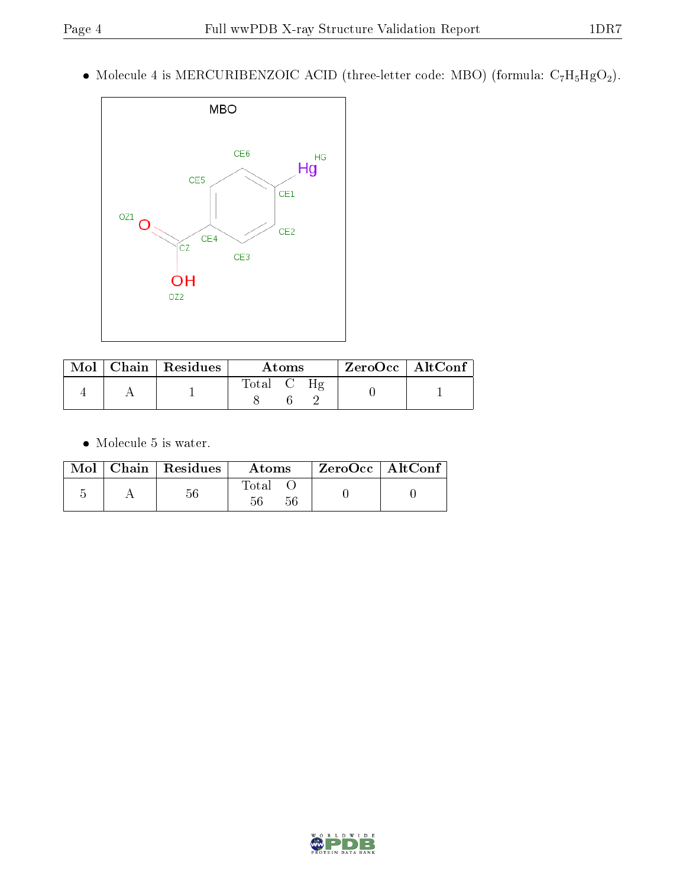- Molecule 4 is MERCURIBENZOIC ACID (three-letter code: MBO) (formula: $C_7H_5HgO_2$).

| Mol | Chain | Residues | Atoms | | | ZeroOcc | AltConf |
|---|---|---|---|---|---|---|---|
| | | | Total | C | Hg | | |
| 4 | A | 1 | 8 | 6 | 2 | 0 | 1 |

- Molecule 5 is water.

| Mol | Chain | Residues | Atoms | | ZeroOcc | AltConf |
|---|---|---|---|---|---|---|
| | | | Total | O | | |
| 5 | A | 56 | 56 | 56 | 0 | 0 |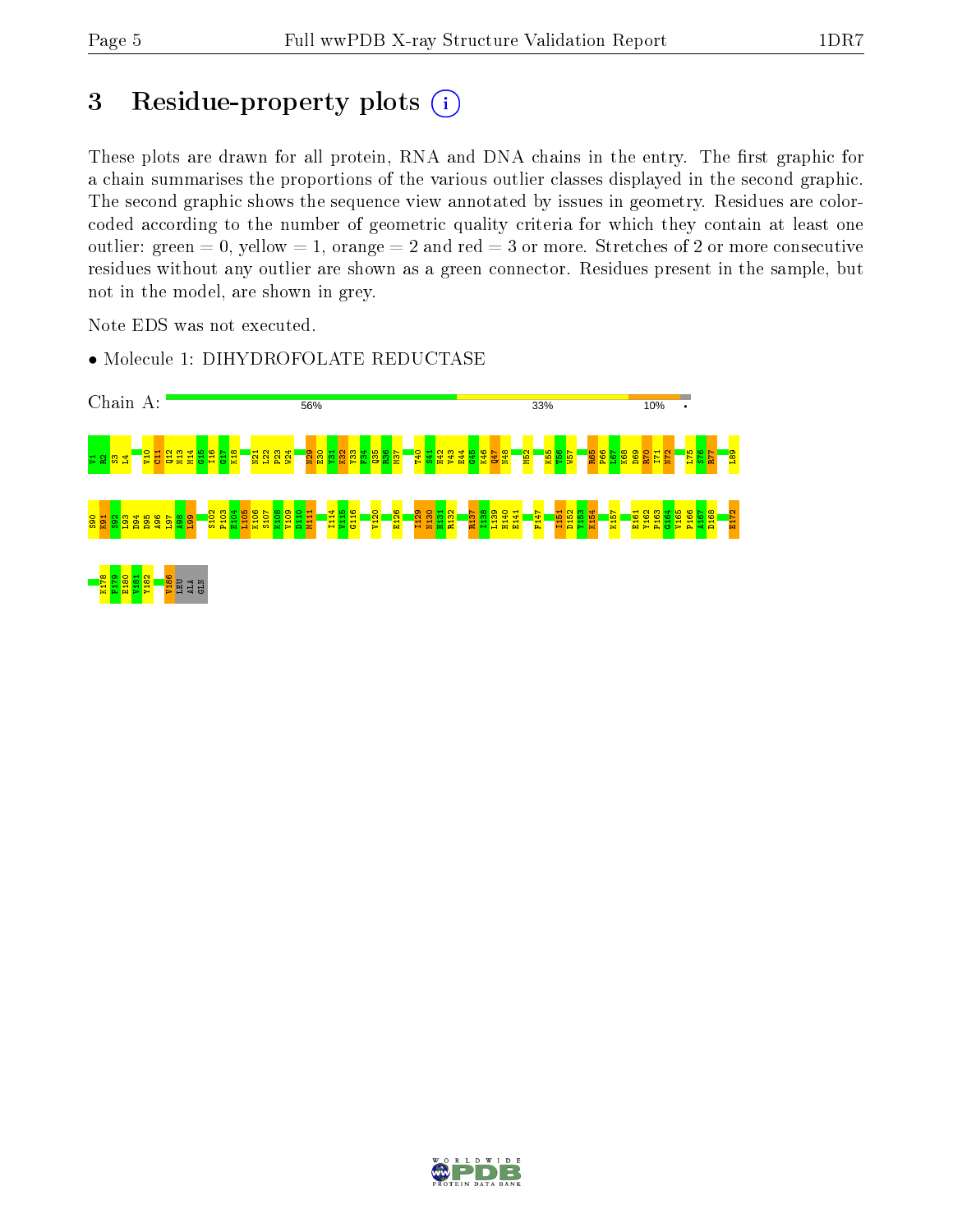# 3 Residue-property plots

These plots are drawn for all protein, RNA and DNA chains in the entry. The first graphic for a chain summarises the proportions of the various outlier classes displayed in the second graphic. The second graphic shows the sequence view annotated by issues in geometry. Residues are color-coded according to the number of geometric quality criteria for which they contain at least one outlier: green = 0, yellow = 1, orange = 2 and red = 3 or more. Stretches of 2 or more consecutive residues without any outlier are shown as a green connector. Residues present in the sample, but not in the model, are shown in grey.

Note EDS was not executed.

- Molecule 1: DIHYDROFOLATE REDUCTASE

Chain A: 56% 33% 10% •

V1 R2 S3 L4 V10 C11 Q12 N13 M14 G15 I16 G17 K18 N21 L22 P23 W24 N29 E30 Y31 K32 Y33 F34 Q35 R36 M37 T40 S41 H42 V43 E44 G45 K46 Q47 N48 M52 K55 T56 W57 R65 P66 L67 K68 D69 R70 I71 N72 L75 S76 R77 L89 S90 K91 S92 L93 D94 D95 A96 L97 A98 L99 S102 P103 E104 L105 K106 S107 K108 V109 D110 M111 I114 V115 G116 V120 E126 I129 N130 H131 R132 R137 I138 L139 H140 E141 F147 I151 D152 Y153 K154 K157 E161 Y162 P163 G164 V165 P166 A167 D168 E172 K178 F179 E180 V181 Y182 V186 LEU ALA GLN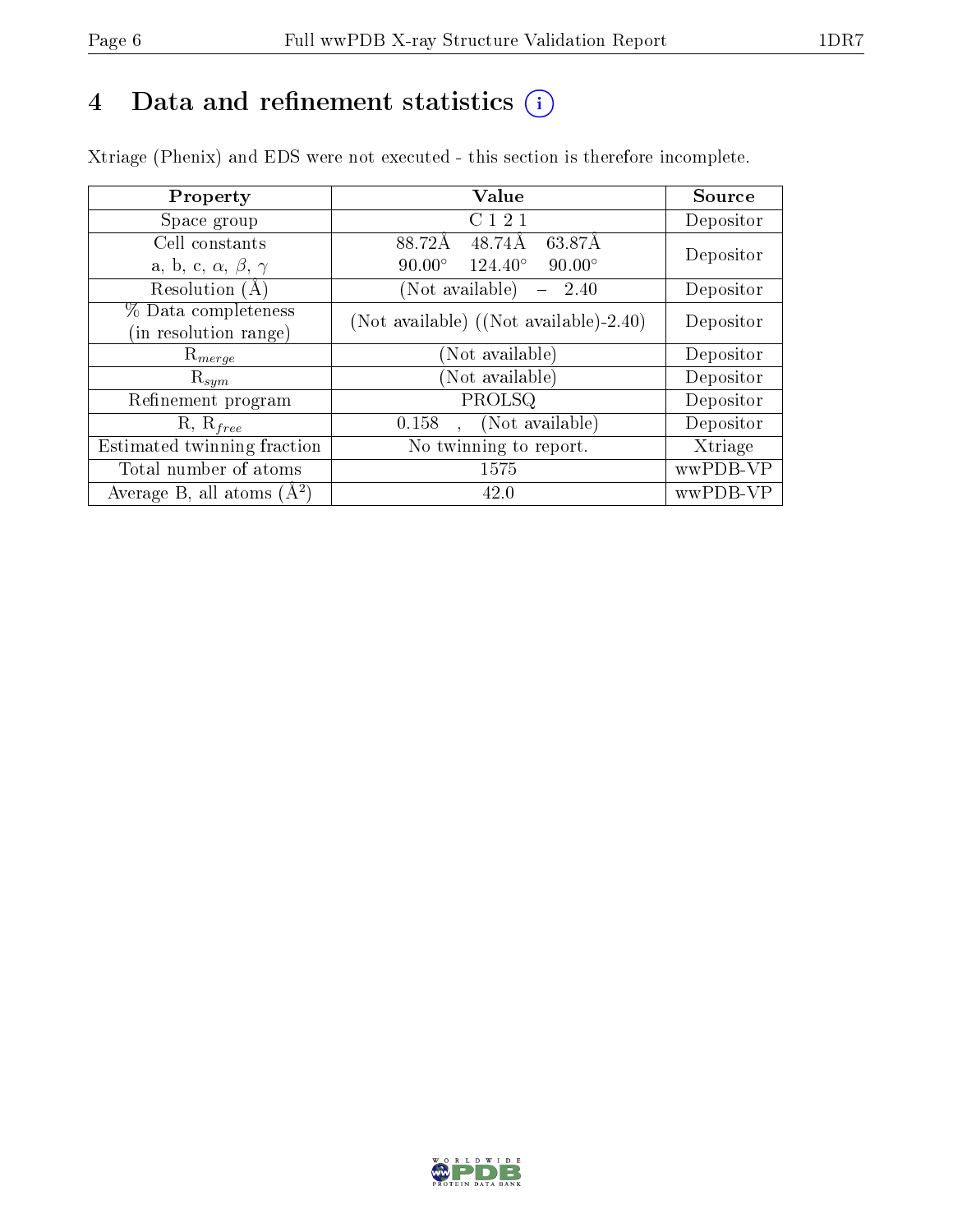# 4 Data and refinement statistics (i)

Xtriage (Phenix) and EDS were not executed - this section is therefore incomplete.

| Property | Value | Source |
|---|---|---|
| Space group | C 1 2 1 | Depositor |
| Cell constants<br>a, b, c, $\alpha$, $\beta$, $\gamma$ | 88.72Å 48.74Å 63.87Å<br>90.00° 124.40° 90.00° | Depositor |
| Resolution (Å) | (Not available) – 2.40 | Depositor |
| % Data completeness<br>(in resolution range) | (Not available) ((Not available)-2.40) | Depositor |
| $R_{merge}$ | (Not available) | Depositor |
| $R_{sym}$ | (Not available) | Depositor |
| Refinement program | PROLSQ | Depositor |
| R, $R_{free}$ | 0.158 , (Not available) | Depositor |
| Estimated twinning fraction | No twinning to report. | Xtriage |
| Total number of atoms | 1575 | wwPDB-VP |
| Average B, all atoms (Å$^2$) | 42.0 | wwPDB-VP |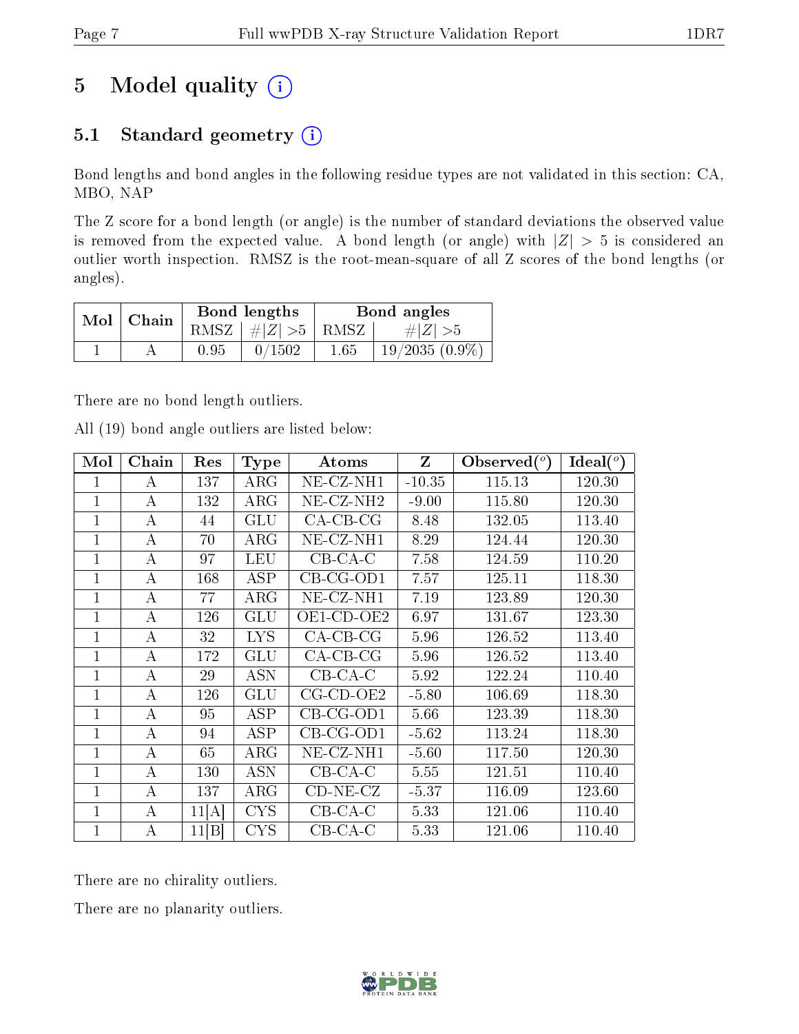# 5 Model quality (i)

## 5.1 Standard geometry (i)

Bond lengths and bond angles in the following residue types are not validated in this section: CA, MBO, NAP

The Z score for a bond length (or angle) is the number of standard deviations the observed value is removed from the expected value. A bond length (or angle) with $|Z| > 5$ is considered an outlier worth inspection. RMSZ is the root-mean-square of all Z scores of the bond lengths (or angles).

| Mol | Chain | Bond lengths | | Bond angles | |
|---|---|---|---|---|---|
| | | RMSZ | $\#\|Z\| > 5$ | RMSZ | $\#\|Z\| > 5$ |
| 1 | A | 0.95 | 0/1502 | 1.65 | 19/2035 (0.9%) |

There are no bond length outliers.

All (19) bond angle outliers are listed below:

| Mol | Chain | Res | Type | Atoms | Z | Observed(°) | Ideal(°) |
|---|---|---|---|---|---|---|---|
| 1 | A | 137 | ARG | NE-CZ-NH1 | -10.35 | 115.13 | 120.30 |
| 1 | A | 132 | ARG | NE-CZ-NH2 | -9.00 | 115.80 | 120.30 |
| 1 | A | 44 | GLU | CA-CB-CG | 8.48 | 132.05 | 113.40 |
| 1 | A | 70 | ARG | NE-CZ-NH1 | 8.29 | 124.44 | 120.30 |
| 1 | A | 97 | LEU | CB-CA-C | 7.58 | 124.59 | 110.20 |
| 1 | A | 168 | ASP | CB-CG-OD1 | 7.57 | 125.11 | 118.30 |
| 1 | A | 77 | ARG | NE-CZ-NH1 | 7.19 | 123.89 | 120.30 |
| 1 | A | 126 | GLU | OE1-CD-OE2 | 6.97 | 131.67 | 123.30 |
| 1 | A | 32 | LYS | CA-CB-CG | 5.96 | 126.52 | 113.40 |
| 1 | A | 172 | GLU | CA-CB-CG | 5.96 | 126.52 | 113.40 |
| 1 | A | 29 | ASN | CB-CA-C | 5.92 | 122.24 | 110.40 |
| 1 | A | 126 | GLU | CG-CD-OE2 | -5.80 | 106.69 | 118.30 |
| 1 | A | 95 | ASP | CB-CG-OD1 | 5.66 | 123.39 | 118.30 |
| 1 | A | 94 | ASP | CB-CG-OD1 | -5.62 | 113.24 | 118.30 |
| 1 | A | 65 | ARG | NE-CZ-NH1 | -5.60 | 117.50 | 120.30 |
| 1 | A | 130 | ASN | CB-CA-C | 5.55 | 121.51 | 110.40 |
| 1 | A | 137 | ARG | CD-NE-CZ | -5.37 | 116.09 | 123.60 |
| 1 | A | 11[A] | CYS | CB-CA-C | 5.33 | 121.06 | 110.40 |
| 1 | A | 11[B] | CYS | CB-CA-C | 5.33 | 121.06 | 110.40 |

There are no chirality outliers.

There are no planarity outliers.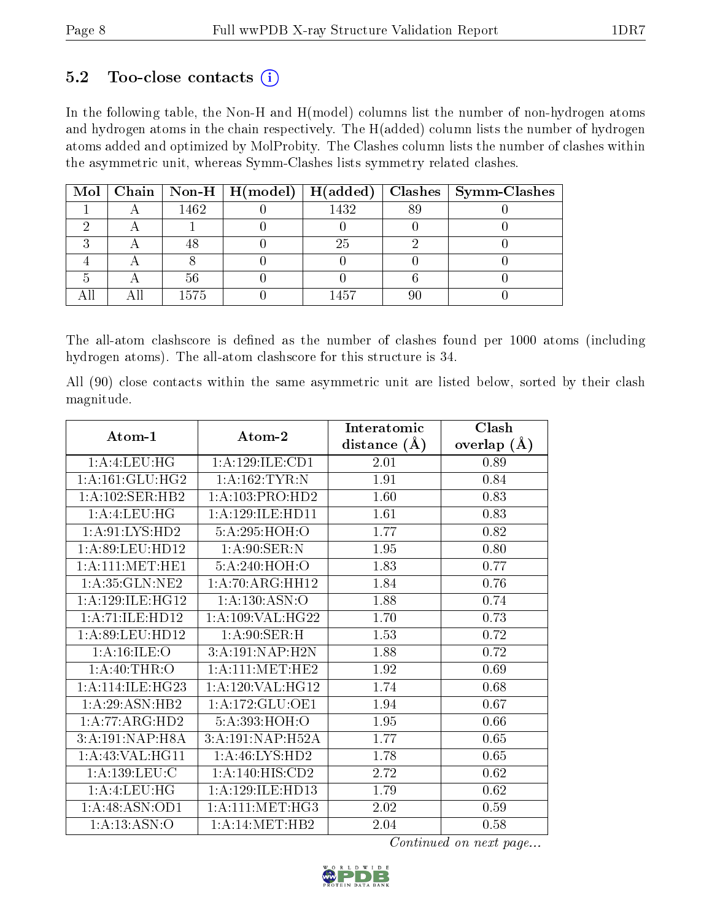### 5.2 Too-close contacts (i)

In the following table, the Non-H and H(model) columns list the number of non-hydrogen atoms and hydrogen atoms in the chain respectively. The H(added) column lists the number of hydrogen atoms added and optimized by MolProbity. The Clashes column lists the number of clashes within the asymmetric unit, whereas Symm-Clashes lists symmetry related clashes.

| Mol | Chain | Non-H | H(model) | H(added) | Clashes | Symm-Clashes |
|---|---|---|---|---|---|---|
| 1 | A | 1462 | 0 | 1432 | 89 | 0 |
| 2 | A | 1 | 0 | 0 | 0 | 0 |
| 3 | A | 48 | 0 | 25 | 2 | 0 |
| 4 | A | 8 | 0 | 0 | 0 | 0 |
| 5 | A | 56 | 0 | 0 | 6 | 0 |
| All | All | 1575 | 0 | 1457 | 90 | 0 |

The all-atom clashscore is defined as the number of clashes found per 1000 atoms (including hydrogen atoms). The all-atom clashscore for this structure is 34.

All (90) close contacts within the same asymmetric unit are listed below, sorted by their clash magnitude.

| Atom-1 | Atom-2 | Interatomic distance (Å) | Clash overlap (Å) |
|---|---|---|---|
| 1:A:4:LEU:HG | 1:A:129:ILE:CD1 | 2.01 | 0.89 |
| 1:A:161:GLU:HG2 | 1:A:162:TYR:N | 1.91 | 0.84 |
| 1:A:102:SER:HB2 | 1:A:103:PRO:HD2 | 1.60 | 0.83 |
| 1:A:4:LEU:HG | 1:A:129:ILE:HD11 | 1.61 | 0.83 |
| 1:A:91:LYS:HD2 | 5:A:295:HOH:O | 1.77 | 0.82 |
| 1:A:89:LEU:HD12 | 1:A:90:SER:N | 1.95 | 0.80 |
| 1:A:111:MET:HE1 | 5:A:240:HOH:O | 1.83 | 0.77 |
| 1:A:35:GLN:NE2 | 1:A:70:ARG:HH12 | 1.84 | 0.76 |
| 1:A:129:ILE:HG12 | 1:A:130:ASN:O | 1.88 | 0.74 |
| 1:A:71:ILE:HD12 | 1:A:109:VAL:HG22 | 1.70 | 0.73 |
| 1:A:89:LEU:HD12 | 1:A:90:SER:H | 1.53 | 0.72 |
| 1:A:16:ILE:O | 3:A:191:NAP:H2N | 1.88 | 0.72 |
| 1:A:40:THR:O | 1:A:111:MET:HE2 | 1.92 | 0.69 |
| 1:A:114:ILE:HG23 | 1:A:120:VAL:HG12 | 1.74 | 0.68 |
| 1:A:29:ASN:HB2 | 1:A:172:GLU:OE1 | 1.94 | 0.67 |
| 1:A:77:ARG:HD2 | 5:A:393:HOH:O | 1.95 | 0.66 |
| 3:A:191:NAP:H8A | 3:A:191:NAP:H52A | 1.77 | 0.65 |
| 1:A:43:VAL:HG11 | 1:A:46:LYS:HD2 | 1.78 | 0.65 |
| 1:A:139:LEU:C | 1:A:140:HIS:CD2 | 2.72 | 0.62 |
| 1:A:4:LEU:HG | 1:A:129:ILE:HD13 | 1.79 | 0.62 |
| 1:A:48:ASN:OD1 | 1:A:111:MET:HG3 | 2.02 | 0.59 |
| 1:A:13:ASN:O | 1:A:14:MET:HB2 | 2.04 | 0.58 |

*Continued on next page...*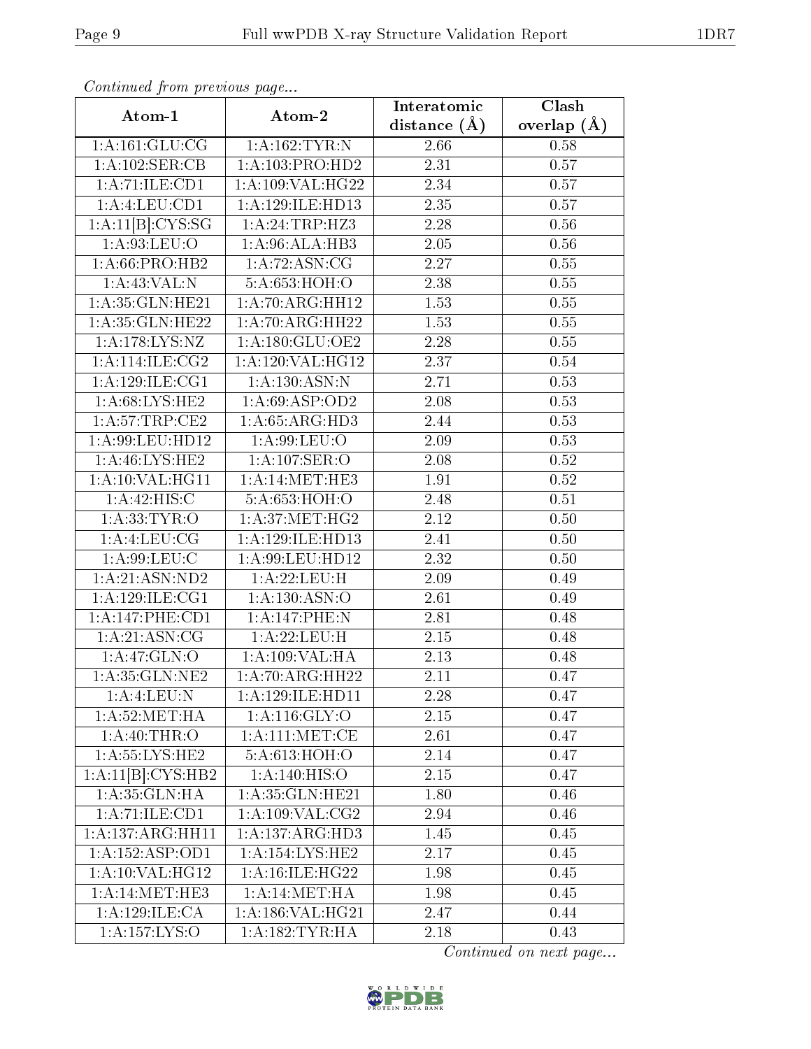*Continued from previous page...*

| Atom-1 | Atom-2 | Interatomic distance (Å) | Clash overlap (Å) |
|---|---|---|---|
| 1:A:161:GLU:CG | 1:A:162:TYR:N | 2.66 | 0.58 |
| 1:A:102:SER:CB | 1:A:103:PRO:HD2 | 2.31 | 0.57 |
| 1:A:71:ILE:CD1 | 1:A:109:VAL:HG22 | 2.34 | 0.57 |
| 1:A:4:LEU:CD1 | 1:A:129:ILE:HD13 | 2.35 | 0.57 |
| 1:A:11[B]:CYS:SG | 1:A:24:TRP:HZ3 | 2.28 | 0.56 |
| 1:A:93:LEU:O | 1:A:96:ALA:HB3 | 2.05 | 0.56 |
| 1:A:66:PRO:HB2 | 1:A:72:ASN:CG | 2.27 | 0.55 |
| 1:A:43:VAL:N | 5:A:653:HOH:O | 2.38 | 0.55 |
| 1:A:35:GLN:HE21 | 1:A:70:ARG:HH12 | 1.53 | 0.55 |
| 1:A:35:GLN:HE22 | 1:A:70:ARG:HH22 | 1.53 | 0.55 |
| 1:A:178:LYS:NZ | 1:A:180:GLU:OE2 | 2.28 | 0.55 |
| 1:A:114:ILE:CG2 | 1:A:120:VAL:HG12 | 2.37 | 0.54 |
| 1:A:129:ILE:CG1 | 1:A:130:ASN:N | 2.71 | 0.53 |
| 1:A:68:LYS:HE2 | 1:A:69:ASP:OD2 | 2.08 | 0.53 |
| 1:A:57:TRP:CE2 | 1:A:65:ARG:HD3 | 2.44 | 0.53 |
| 1:A:99:LEU:HD12 | 1:A:99:LEU:O | 2.09 | 0.53 |
| 1:A:46:LYS:HE2 | 1:A:107:SER:O | 2.08 | 0.52 |
| 1:A:10:VAL:HG11 | 1:A:14:MET:HE3 | 1.91 | 0.52 |
| 1:A:42:HIS:C | 5:A:653:HOH:O | 2.48 | 0.51 |
| 1:A:33:TYR:O | 1:A:37:MET:HG2 | 2.12 | 0.50 |
| 1:A:4:LEU:CG | 1:A:129:ILE:HD13 | 2.41 | 0.50 |
| 1:A:99:LEU:C | 1:A:99:LEU:HD12 | 2.32 | 0.50 |
| 1:A:21:ASN:ND2 | 1:A:22:LEU:H | 2.09 | 0.49 |
| 1:A:129:ILE:CG1 | 1:A:130:ASN:O | 2.61 | 0.49 |
| 1:A:147:PHE:CD1 | 1:A:147:PHE:N | 2.81 | 0.48 |
| 1:A:21:ASN:CG | 1:A:22:LEU:H | 2.15 | 0.48 |
| 1:A:47:GLN:O | 1:A:109:VAL:HA | 2.13 | 0.48 |
| 1:A:35:GLN:NE2 | 1:A:70:ARG:HH22 | 2.11 | 0.47 |
| 1:A:4:LEU:N | 1:A:129:ILE:HD11 | 2.28 | 0.47 |
| 1:A:52:MET:HA | 1:A:116:GLY:O | 2.15 | 0.47 |
| 1:A:40:THR:O | 1:A:111:MET:CE | 2.61 | 0.47 |
| 1:A:55:LYS:HE2 | 5:A:613:HOH:O | 2.14 | 0.47 |
| 1:A:11[B]:CYS:HB2 | 1:A:140:HIS:O | 2.15 | 0.47 |
| 1:A:35:GLN:HA | 1:A:35:GLN:HE21 | 1.80 | 0.46 |
| 1:A:71:ILE:CD1 | 1:A:109:VAL:CG2 | 2.94 | 0.46 |
| 1:A:137:ARG:HH11 | 1:A:137:ARG:HD3 | 1.45 | 0.45 |
| 1:A:152:ASP:OD1 | 1:A:154:LYS:HE2 | 2.17 | 0.45 |
| 1:A:10:VAL:HG12 | 1:A:16:ILE:HG22 | 1.98 | 0.45 |
| 1:A:14:MET:HE3 | 1:A:14:MET:HA | 1.98 | 0.45 |
| 1:A:129:ILE:CA | 1:A:186:VAL:HG21 | 2.47 | 0.44 |
| 1:A:157:LYS:O | 1:A:182:TYR:HA | 2.18 | 0.43 |

*Continued on next page...*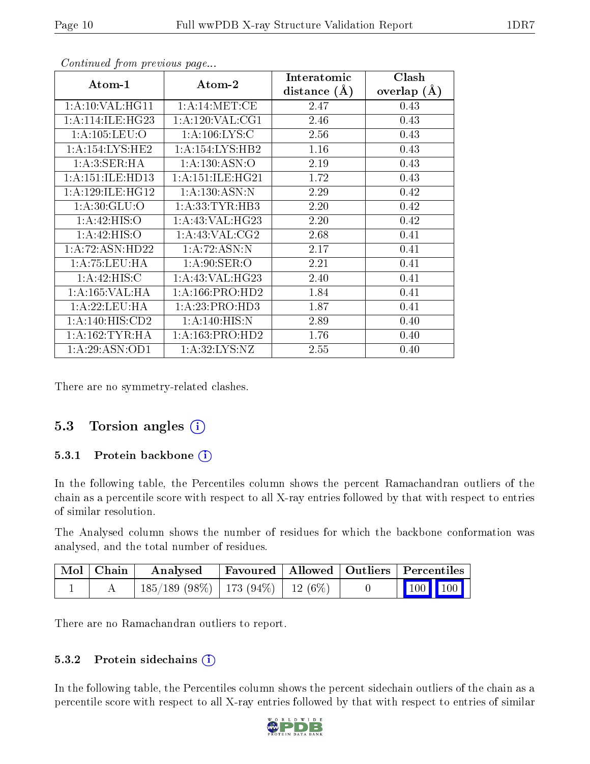*Continued from previous page...*

| Atom-1 | Atom-2 | Interatomic distance (Å) | Clash overlap (Å) |
|---|---|---|---|
| 1:A:10:VAL:HG11 | 1:A:14:MET:CE | 2.47 | 0.43 |
| 1:A:114:ILE:HG23 | 1:A:120:VAL:CG1 | 2.46 | 0.43 |
| 1:A:105:LEU:O | 1:A:106:LYS:C | 2.56 | 0.43 |
| 1:A:154:LYS:HE2 | 1:A:154:LYS:HB2 | 1.16 | 0.43 |
| 1:A:3:SER:HA | 1:A:130:ASN:O | 2.19 | 0.43 |
| 1:A:151:ILE:HD13 | 1:A:151:ILE:HG21 | 1.72 | 0.43 |
| 1:A:129:ILE:HG12 | 1:A:130:ASN:N | 2.29 | 0.42 |
| 1:A:30:GLU:O | 1:A:33:TYR:HB3 | 2.20 | 0.42 |
| 1:A:42:HIS:O | 1:A:43:VAL:HG23 | 2.20 | 0.42 |
| 1:A:42:HIS:O | 1:A:43:VAL:CG2 | 2.68 | 0.41 |
| 1:A:72:ASN:HD22 | 1:A:72:ASN:N | 2.17 | 0.41 |
| 1:A:75:LEU:HA | 1:A:90:SER:O | 2.21 | 0.41 |
| 1:A:42:HIS:C | 1:A:43:VAL:HG23 | 2.40 | 0.41 |
| 1:A:165:VAL:HA | 1:A:166:PRO:HD2 | 1.84 | 0.41 |
| 1:A:22:LEU:HA | 1:A:23:PRO:HD3 | 1.87 | 0.41 |
| 1:A:140:HIS:CD2 | 1:A:140:HIS:N | 2.89 | 0.40 |
| 1:A:162:TYR:HA | 1:A:163:PRO:HD2 | 1.76 | 0.40 |
| 1:A:29:ASN:OD1 | 1:A:32:LYS:NZ | 2.55 | 0.40 |

There are no symmetry-related clashes.

## 5.3 Torsion angles

### 5.3.1 Protein backbone

In the following table, the Percentiles column shows the percent Ramachandran outliers of the chain as a percentile score with respect to all X-ray entries followed by that with respect to entries of similar resolution.

The Analysed column shows the number of residues for which the backbone conformation was analysed, and the total number of residues.

| Mol | Chain | Analysed | Favoured | Allowed | Outliers | Percentiles |
|---|---|---|---|---|---|---|
| 1 | A | 185/189 (98%) | 173 (94%) | 12 (6%) | 0 | 100 100 |

There are no Ramachandran outliers to report.

### 5.3.2 Protein sidechains

In the following table, the Percentiles column shows the percent sidechain outliers of the chain as a percentile score with respect to all X-ray entries followed by that with respect to entries of similar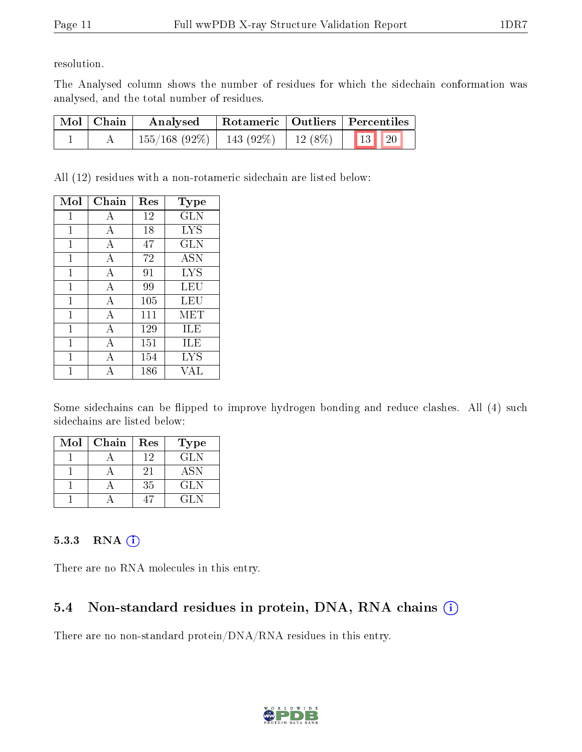resolution.

The Analysed column shows the number of residues for which the sidechain conformation was analysed, and the total number of residues.

| Mol | Chain | Analysed | Rotameric | Outliers | Percentiles | |
|---|---|---|---|---|---|---|
| 1 | A | 155/168 (92%) | 143 (92%) | 12 (8%) | 13 | 20 |

All (12) residues with a non-rotameric sidechain are listed below:

| Mol | Chain | Res | Type |
|---|---|---|---|
| 1 | A | 12 | GLN |
| 1 | A | 18 | LYS |
| 1 | A | 47 | GLN |
| 1 | A | 72 | ASN |
| 1 | A | 91 | LYS |
| 1 | A | 99 | LEU |
| 1 | A | 105 | LEU |
| 1 | A | 111 | MET |
| 1 | A | 129 | ILE |
| 1 | A | 151 | ILE |
| 1 | A | 154 | LYS |
| 1 | A | 186 | VAL |

Some sidechains can be flipped to improve hydrogen bonding and reduce clashes. All (4) such sidechains are listed below:

| Mol | Chain | Res | Type |
|---|---|---|---|
| 1 | A | 12 | GLN |
| 1 | A | 21 | ASN |
| 1 | A | 35 | GLN |
| 1 | A | 47 | GLN |

### 5.3.3 RNA

There are no RNA molecules in this entry.

## 5.4 Non-standard residues in protein, DNA, RNA chains

There are no non-standard protein/DNA/RNA residues in this entry.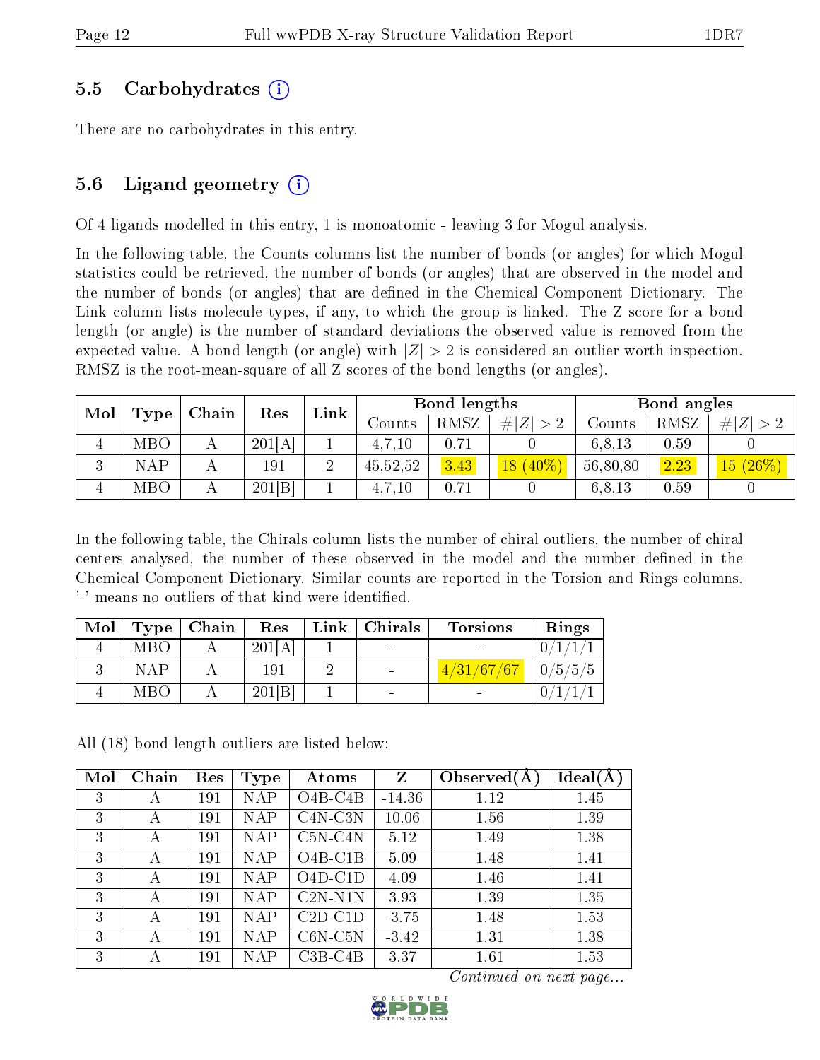### 5.5 Carbohydrates (i)

There are no carbohydrates in this entry.

### 5.6 Ligand geometry (i)

Of 4 ligands modelled in this entry, 1 is monoatomic - leaving 3 for Mogul analysis.

In the following table, the Counts columns list the number of bonds (or angles) for which Mogul statistics could be retrieved, the number of bonds (or angles) that are observed in the model and the number of bonds (or angles) that are defined in the Chemical Component Dictionary. The Link column lists molecule types, if any, to which the group is linked. The Z score for a bond length (or angle) is the number of standard deviations the observed value is removed from the expected value. A bond length (or angle) with $|Z| > 2$ is considered an outlier worth inspection. RMSZ is the root-mean-square of all Z scores of the bond lengths (or angles).

| Mol | Type | Chain | Res | Link | Bond lengths | | | Bond angles | | |
|---|---|---|---|---|---|---|---|---|---|---|
| | | | | | Counts | RMSZ | $\#\|Z\| > 2$ | Counts | RMSZ | $\#\|Z\| > 2$ |
| 4 | MBO | A | 201[A] | 1 | 4,7,10 | 0.71 | 0 | 6,8,13 | 0.59 | 0 |
| 3 | NAP | A | 191 | 2 | 45,52,52 | 3.43 | 18 (40%) | 56,80,80 | 2.23 | 15 (26%) |
| 4 | MBO | A | 201[B] | 1 | 4,7,10 | 0.71 | 0 | 6,8,13 | 0.59 | 0 |

In the following table, the Chirals column lists the number of chiral outliers, the number of chiral centers analysed, the number of these observed in the model and the number defined in the Chemical Component Dictionary. Similar counts are reported in the Torsion and Rings columns. '-' means no outliers of that kind were identified.

| Mol | Type | Chain | Res | Link | Chirals | Torsions | Rings |
|---|---|---|---|---|---|---|---|
| 4 | MBO | A | 201[A] | 1 | - | - | 0/1/1/1 |
| 3 | NAP | A | 191 | 2 | - | 4/31/67/67 | 0/5/5/5 |
| 4 | MBO | A | 201[B] | 1 | - | - | 0/1/1/1 |

All (18) bond length outliers are listed below:

| Mol | Chain | Res | Type | Atoms | Z | Observed(Å) | Ideal(Å) |
|---|---|---|---|---|---|---|---|
| 3 | A | 191 | NAP | O4B-C4B | -14.36 | 1.12 | 1.45 |
| 3 | A | 191 | NAP | C4N-C3N | 10.06 | 1.56 | 1.39 |
| 3 | A | 191 | NAP | C5N-C4N | 5.12 | 1.49 | 1.38 |
| 3 | A | 191 | NAP | O4B-C1B | 5.09 | 1.48 | 1.41 |
| 3 | A | 191 | NAP | O4D-C1D | 4.09 | 1.46 | 1.41 |
| 3 | A | 191 | NAP | C2N-N1N | 3.93 | 1.39 | 1.35 |
| 3 | A | 191 | NAP | C2D-C1D | -3.75 | 1.48 | 1.53 |
| 3 | A | 191 | NAP | C6N-C5N | -3.42 | 1.31 | 1.38 |
| 3 | A | 191 | NAP | C3B-C4B | 3.37 | 1.61 | 1.53 |

*Continued on next page...*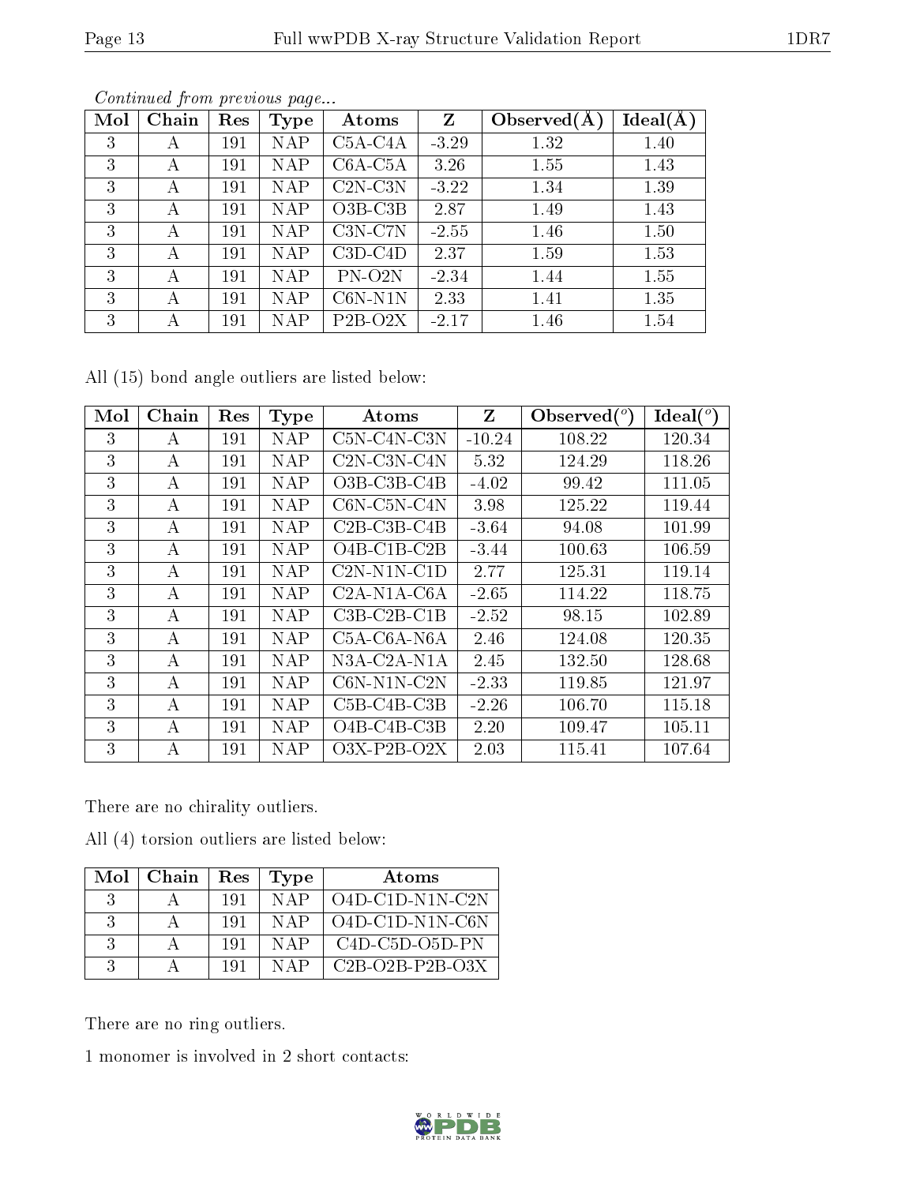*Continued from previous page...*

| Mol | Chain | Res | Type | Atoms | Z | Observed(Å) | Ideal(Å) |
|---|---|---|---|---|---|---|---|
| 3 | A | 191 | NAP | C5A-C4A | -3.29 | 1.32 | 1.40 |
| 3 | A | 191 | NAP | C6A-C5A | 3.26 | 1.55 | 1.43 |
| 3 | A | 191 | NAP | C2N-C3N | -3.22 | 1.34 | 1.39 |
| 3 | A | 191 | NAP | O3B-C3B | 2.87 | 1.49 | 1.43 |
| 3 | A | 191 | NAP | C3N-C7N | -2.55 | 1.46 | 1.50 |
| 3 | A | 191 | NAP | C3D-C4D | 2.37 | 1.59 | 1.53 |
| 3 | A | 191 | NAP | PN-O2N | -2.34 | 1.44 | 1.55 |
| 3 | A | 191 | NAP | C6N-N1N | 2.33 | 1.41 | 1.35 |
| 3 | A | 191 | NAP | P2B-O2X | -2.17 | 1.46 | 1.54 |

All (15) bond angle outliers are listed below:

| Mol | Chain | Res | Type | Atoms | Z | Observed(°) | Ideal(°) |
|---|---|---|---|---|---|---|---|
| 3 | A | 191 | NAP | C5N-C4N-C3N | -10.24 | 108.22 | 120.34 |
| 3 | A | 191 | NAP | C2N-C3N-C4N | 5.32 | 124.29 | 118.26 |
| 3 | A | 191 | NAP | O3B-C3B-C4B | -4.02 | 99.42 | 111.05 |
| 3 | A | 191 | NAP | C6N-C5N-C4N | 3.98 | 125.22 | 119.44 |
| 3 | A | 191 | NAP | C2B-C3B-C4B | -3.64 | 94.08 | 101.99 |
| 3 | A | 191 | NAP | O4B-C1B-C2B | -3.44 | 100.63 | 106.59 |
| 3 | A | 191 | NAP | C2N-N1N-C1D | 2.77 | 125.31 | 119.14 |
| 3 | A | 191 | NAP | C2A-N1A-C6A | -2.65 | 114.22 | 118.75 |
| 3 | A | 191 | NAP | C3B-C2B-C1B | -2.52 | 98.15 | 102.89 |
| 3 | A | 191 | NAP | C5A-C6A-N6A | 2.46 | 124.08 | 120.35 |
| 3 | A | 191 | NAP | N3A-C2A-N1A | 2.45 | 132.50 | 128.68 |
| 3 | A | 191 | NAP | C6N-N1N-C2N | -2.33 | 119.85 | 121.97 |
| 3 | A | 191 | NAP | C5B-C4B-C3B | -2.26 | 106.70 | 115.18 |
| 3 | A | 191 | NAP | O4B-C4B-C3B | 2.20 | 109.47 | 105.11 |
| 3 | A | 191 | NAP | O3X-P2B-O2X | 2.03 | 115.41 | 107.64 |

There are no chirality outliers.

All (4) torsion outliers are listed below:

| Mol | Chain | Res | Type | Atoms |
|---|---|---|---|---|
| 3 | A | 191 | NAP | O4D-C1D-N1N-C2N |
| 3 | A | 191 | NAP | O4D-C1D-N1N-C6N |
| 3 | A | 191 | NAP | C4D-C5D-O5D-PN |
| 3 | A | 191 | NAP | C2B-O2B-P2B-O3X |

There are no ring outliers.

1 monomer is involved in 2 short contacts: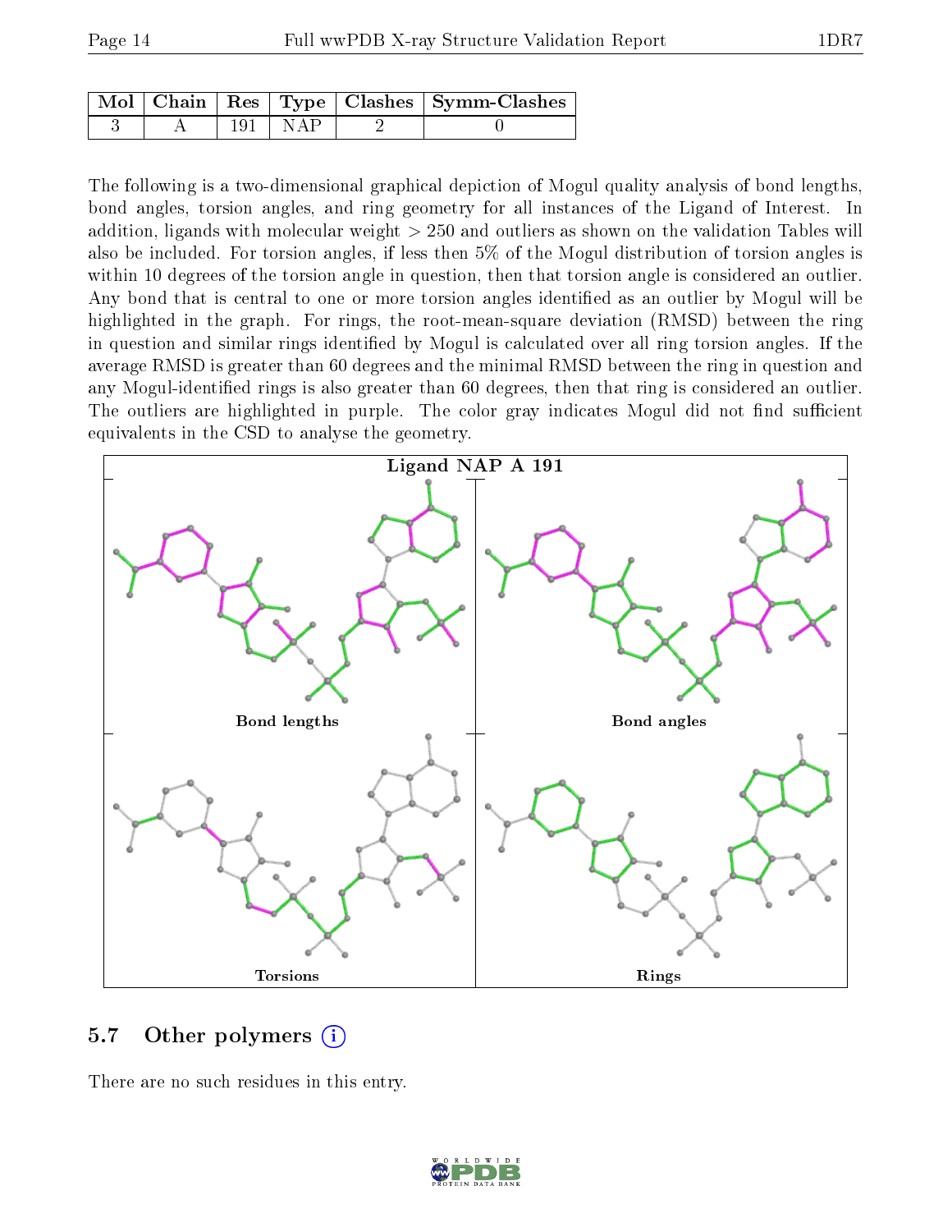| Mol | Chain | Res | Type | Clashes | Symm-Clashes |
|---|---|---|---|---|---|
| 3 | A | 191 | NAP | 2 | 0 |

The following is a two-dimensional graphical depiction of Mogul quality analysis of bond lengths, bond angles, torsion angles, and ring geometry for all instances of the Ligand of Interest. In addition, ligands with molecular weight > 250 and outliers as shown on the validation Tables will also be included. For torsion angles, if less then 5% of the Mogul distribution of torsion angles is within 10 degrees of the torsion angle in question, then that torsion angle is considered an outlier. Any bond that is central to one or more torsion angles identified as an outlier by Mogul will be highlighted in the graph. For rings, the root-mean-square deviation (RMSD) between the ring in question and similar rings identified by Mogul is calculated over all ring torsion angles. If the average RMSD is greater than 60 degrees and the minimal RMSD between the ring in question and any Mogul-identified rings is also greater than 60 degrees, then that ring is considered an outlier. The outliers are highlighted in purple. The color gray indicates Mogul did not find sufficient equivalents in the CSD to analyse the geometry.

Ligand NAP A 191

Bond lengths

Bond angles

Torsions

Rings

## 5.7 Other polymers

There are no such residues in this entry.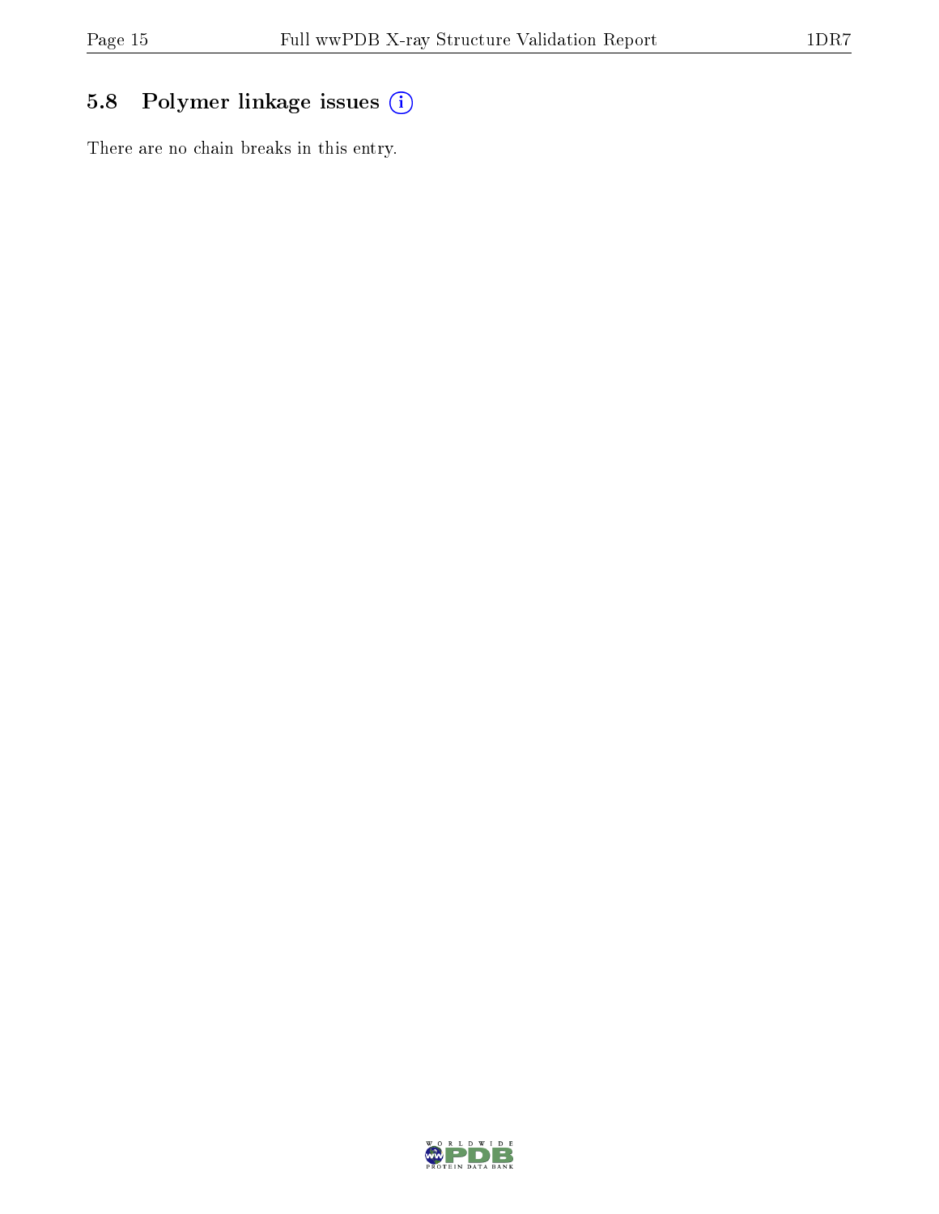## 5.8 Polymer linkage issues

There are no chain breaks in this entry.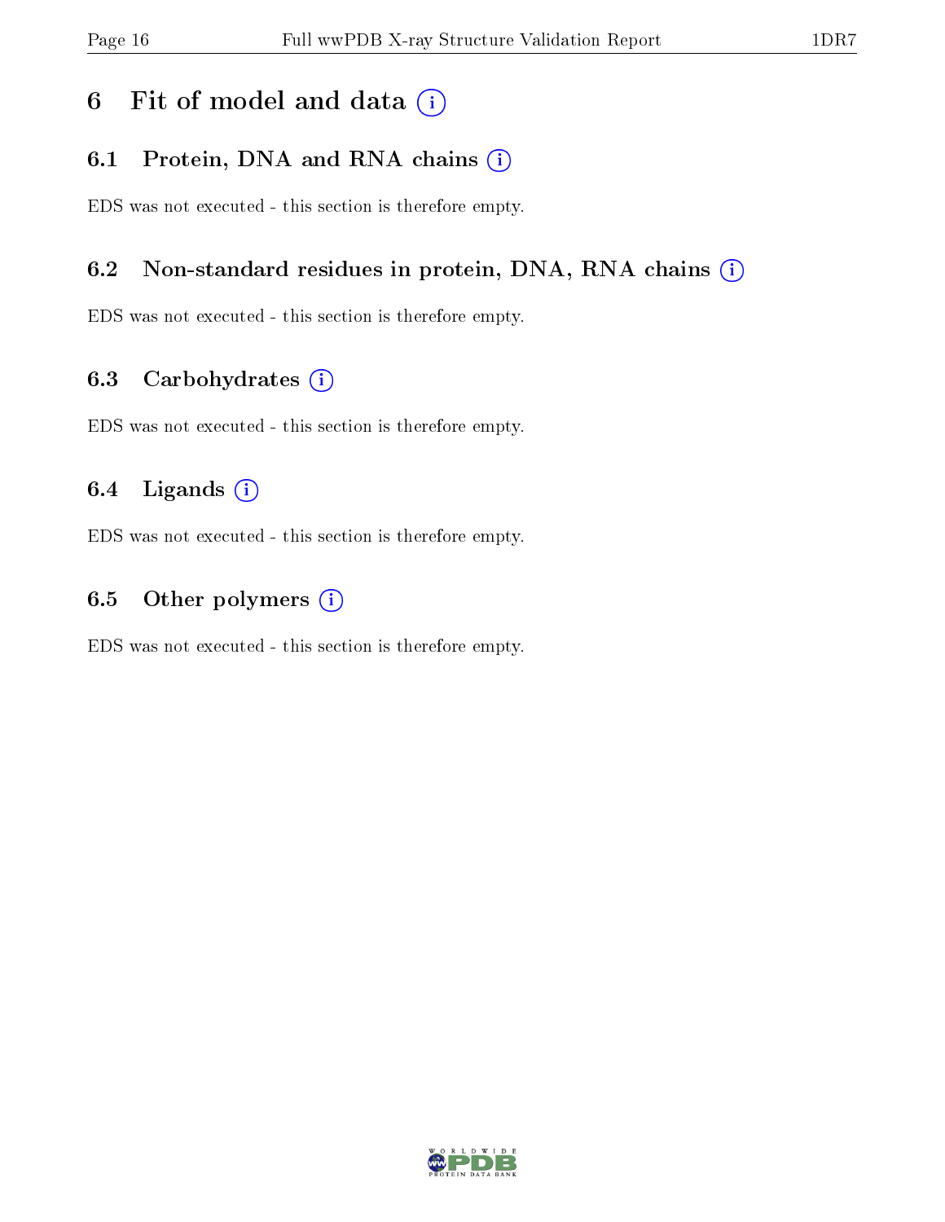# 6 Fit of model and data

## 6.1 Protein, DNA and RNA chains

EDS was not executed - this section is therefore empty.

## 6.2 Non-standard residues in protein, DNA, RNA chains

EDS was not executed - this section is therefore empty.

## 6.3 Carbohydrates

EDS was not executed - this section is therefore empty.

## 6.4 Ligands

EDS was not executed - this section is therefore empty.

## 6.5 Other polymers

EDS was not executed - this section is therefore empty.